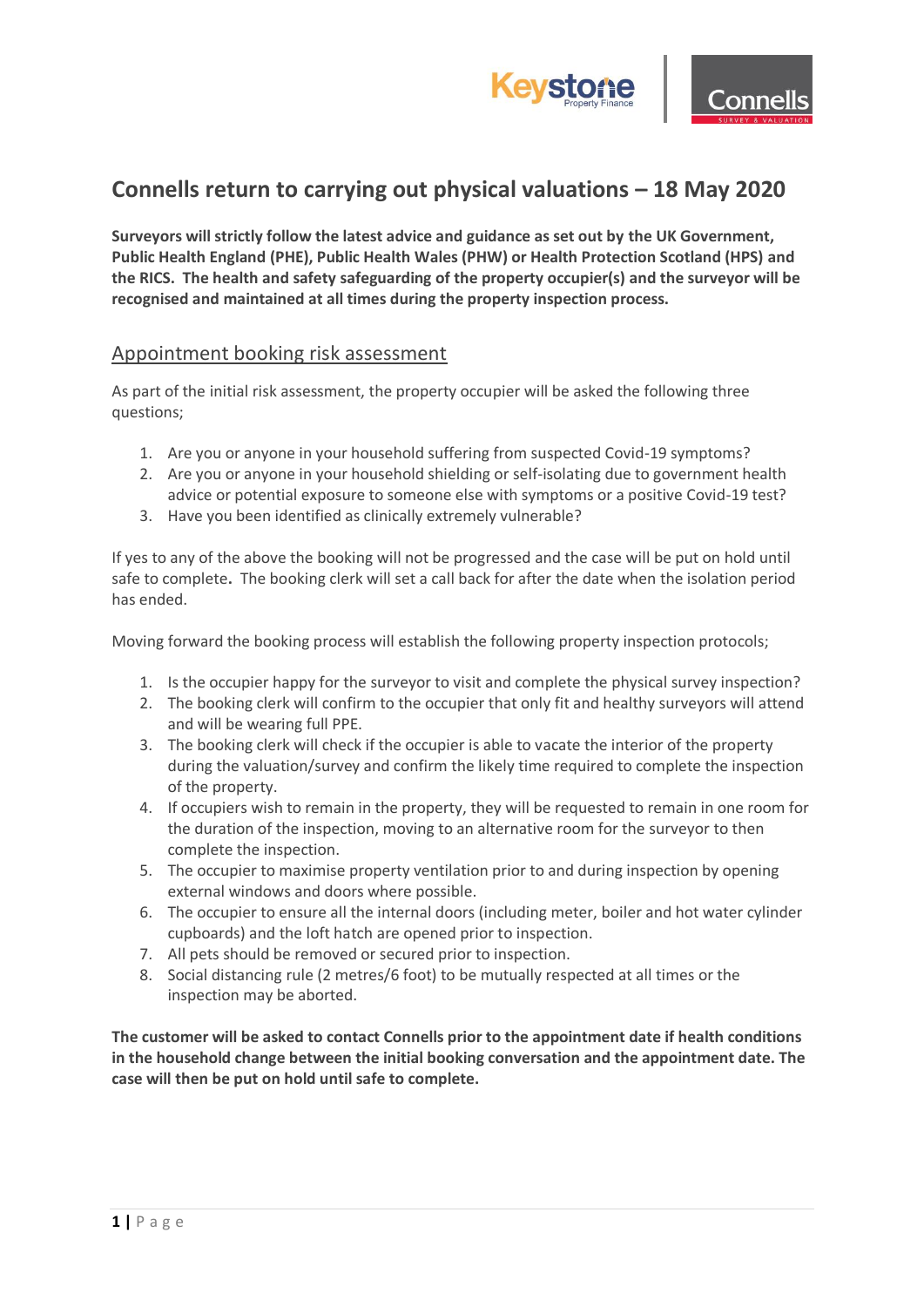# Connells return to carrying out physical valuations – 18 May 2020

**Surveyors will strictly follow the latest advice and guidance as set out by the UK Government, Public Health England (PHE), Public Health Wales (PHW) or Health Protection Scotland (HPS) and the RICS. The health and safety safeguarding of the property occupier(s) and the surveyor will be recognised and maintained at all times during the property inspection process.**

## Appointment booking risk assessment

As part of the initial risk assessment, the property occupier will be asked the following three questions;

1. Are you or anyone in your household suffering from suspected Covid-19 symptoms?
2. Are you or anyone in your household shielding or self-isolating due to government health advice or potential exposure to someone else with symptoms or a positive Covid-19 test?
3. Have you been identified as clinically extremely vulnerable?

If yes to any of the above the booking will not be progressed and the case will be put on hold until safe to complete**.** The booking clerk will set a call back for after the date when the isolation period has ended.

Moving forward the booking process will establish the following property inspection protocols;

1. Is the occupier happy for the surveyor to visit and complete the physical survey inspection?
2. The booking clerk will confirm to the occupier that only fit and healthy surveyors will attend and will be wearing full PPE.
3. The booking clerk will check if the occupier is able to vacate the interior of the property during the valuation/survey and confirm the likely time required to complete the inspection of the property.
4. If occupiers wish to remain in the property, they will be requested to remain in one room for the duration of the inspection, moving to an alternative room for the surveyor to then complete the inspection.
5. The occupier to maximise property ventilation prior to and during inspection by opening external windows and doors where possible.
6. The occupier to ensure all the internal doors (including meter, boiler and hot water cylinder cupboards) and the loft hatch are opened prior to inspection.
7. All pets should be removed or secured prior to inspection.
8. Social distancing rule (2 metres/6 foot) to be mutually respected at all times or the inspection may be aborted.

**The customer will be asked to contact Connells prior to the appointment date if health conditions in the household change between the initial booking conversation and the appointment date. The case will then be put on hold until safe to complete.**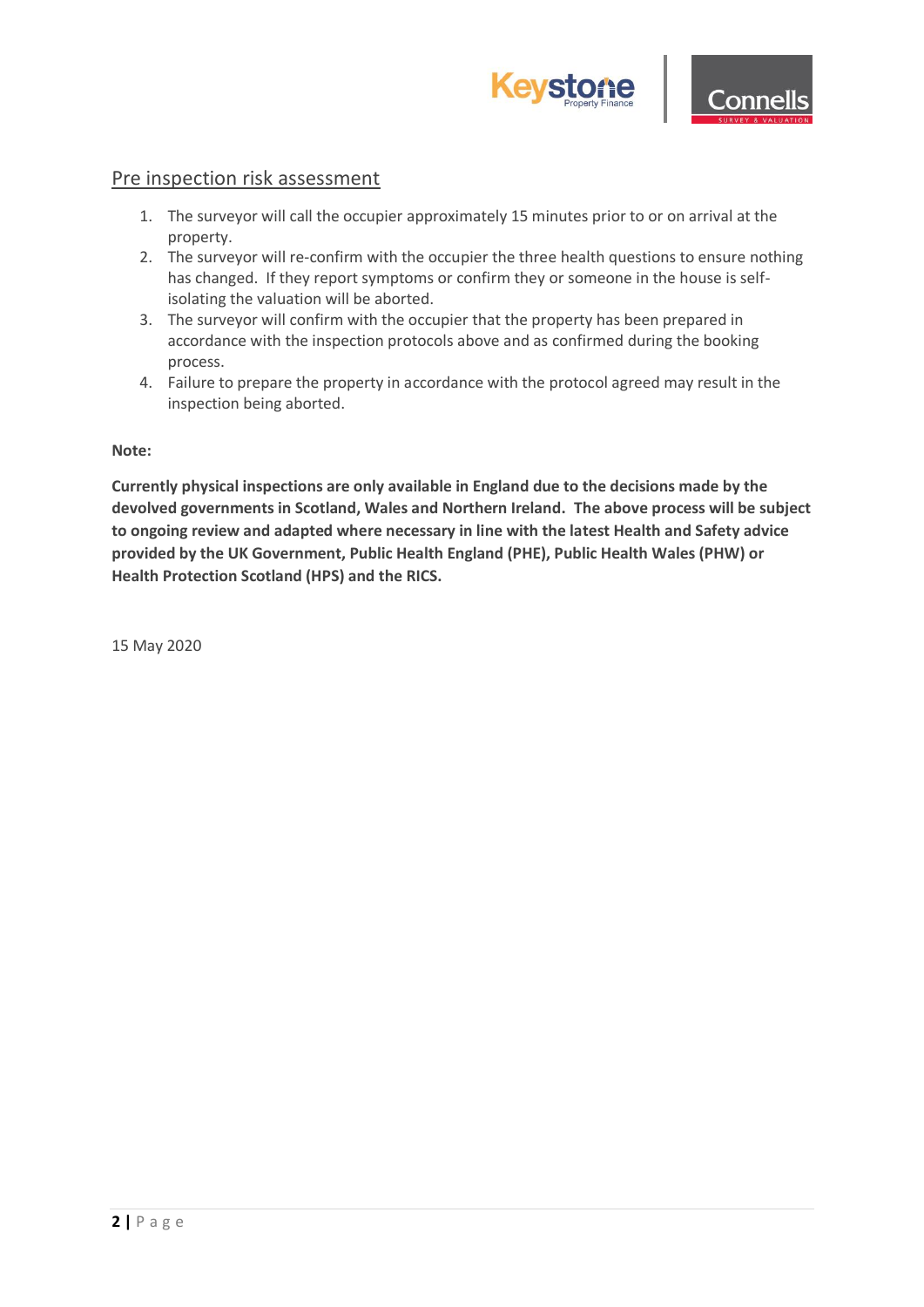## Pre inspection risk assessment

1. The surveyor will call the occupier approximately 15 minutes prior to or on arrival at the property.
2. The surveyor will re-confirm with the occupier the three health questions to ensure nothing has changed. If they report symptoms or confirm they or someone in the house is self-isolating the valuation will be aborted.
3. The surveyor will confirm with the occupier that the property has been prepared in accordance with the inspection protocols above and as confirmed during the booking process.
4. Failure to prepare the property in accordance with the protocol agreed may result in the inspection being aborted.

**Note:**

**Currently physical inspections are only available in England due to the decisions made by the devolved governments in Scotland, Wales and Northern Ireland. The above process will be subject to ongoing review and adapted where necessary in line with the latest Health and Safety advice provided by the UK Government, Public Health England (PHE), Public Health Wales (PHW) or Health Protection Scotland (HPS) and the RICS.**

15 May 2020